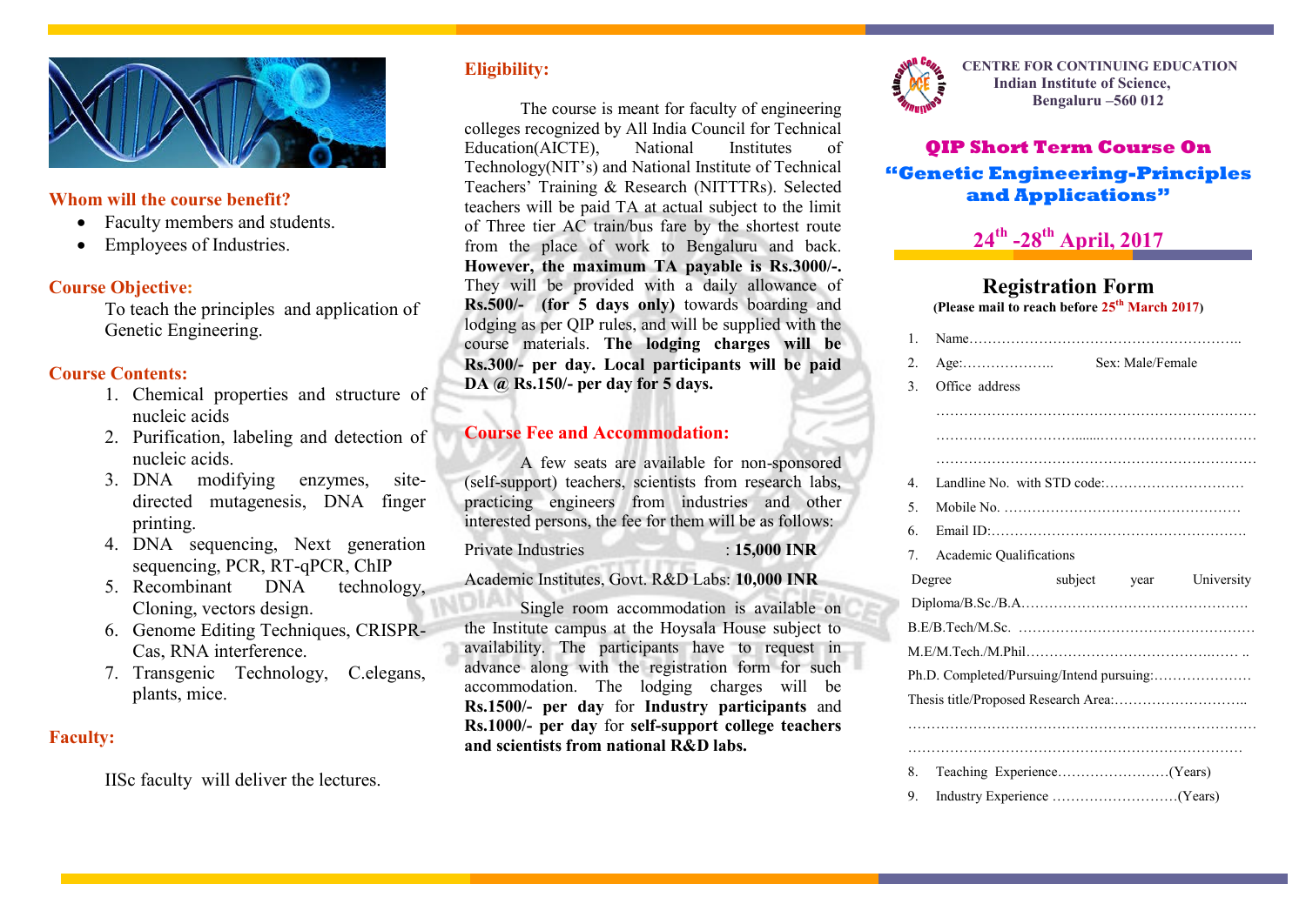## Whom will the course benefit?

- Faculty members and students.
- Employees of Industries.

## Course Objective:

To teach the principles and application of Genetic Engineering.

## Course Contents:

1. Chemical properties and structure of nucleic acids
2. Purification, labeling and detection of nucleic acids.
3. DNA modifying enzymes, site-directed mutagenesis, DNA finger printing.
4. DNA sequencing, Next generation sequencing, PCR, RT-qPCR, ChIP
5. Recombinant DNA technology, Cloning, vectors design.
6. Genome Editing Techniques, CRISPR-Cas, RNA interference.
7. Transgenic Technology, C.elegans, plants, mice.

## Faculty:

IISc faculty will deliver the lectures.

## Eligibility:

The course is meant for faculty of engineering colleges recognized by All India Council for Technical Education(AICTE), National Institutes of Technology(NIT's) and National Institute of Technical Teachers' Training & Research (NITTTRs). Selected teachers will be paid TA at actual subject to the limit of Three tier AC train/bus fare by the shortest route from the place of work to Bengaluru and back. **However, the maximum TA payable is Rs.3000/-.** They will be provided with a daily allowance of **Rs.500/- (for 5 days only)** towards boarding and lodging as per QIP rules, and will be supplied with the course materials. **The lodging charges will be Rs.300/- per day. Local participants will be paid DA @ Rs.150/- per day for 5 days.**

## Course Fee and Accommodation:

A few seats are available for non-sponsored (self-support) teachers, scientists from research labs, practicing engineers from industries and other interested persons, the fee for them will be as follows:

Private Industries : **15,000 INR**

Academic Institutes, Govt. R&D Labs: **10,000 INR**

Single room accommodation is available on the Institute campus at the Hoysala House subject to availability. The participants have to request in advance along with the registration form for such accommodation. The lodging charges will be **Rs.1500/- per day** for **Industry participants** and **Rs.1000/- per day** for **self-support college teachers and scientists from national R&D labs.**

**CENTRE FOR CONTINUING EDUCATION**
**Indian Institute of Science,**
**Bengaluru –560 012**

# QIP Short Term Course On "Genetic Engineering-Principles and Applications"

## 24th -28th April, 2017

## Registration Form

**(Please mail to reach before 25th March 2017)**

1. Name…………………………………………………..
2. Age:……………….. Sex: Male/Female
3. Office address
   ……………………………………………………………
   ……………………………………………………………
   ……………………………………………………………
4. Landline No. with STD code:…………………………
5. Mobile No. ……………………………………………
6. Email ID:………………………………………………
7. Academic Qualifications

Degree subject year University

Diploma/B.Sc./B.A…………………………………………

B.E/B.Tech/M.Sc. ……………………………………………

M.E/M.Tech./M.Phil……………………………………… ..

Ph.D. Completed/Pursuing/Intend pursuing:…………………

Thesis title/Proposed Research Area:………………………..

………………………………………………………………

………………………………………………………………

8. Teaching Experience……………………(Years)
9. Industry Experience ………………………(Years)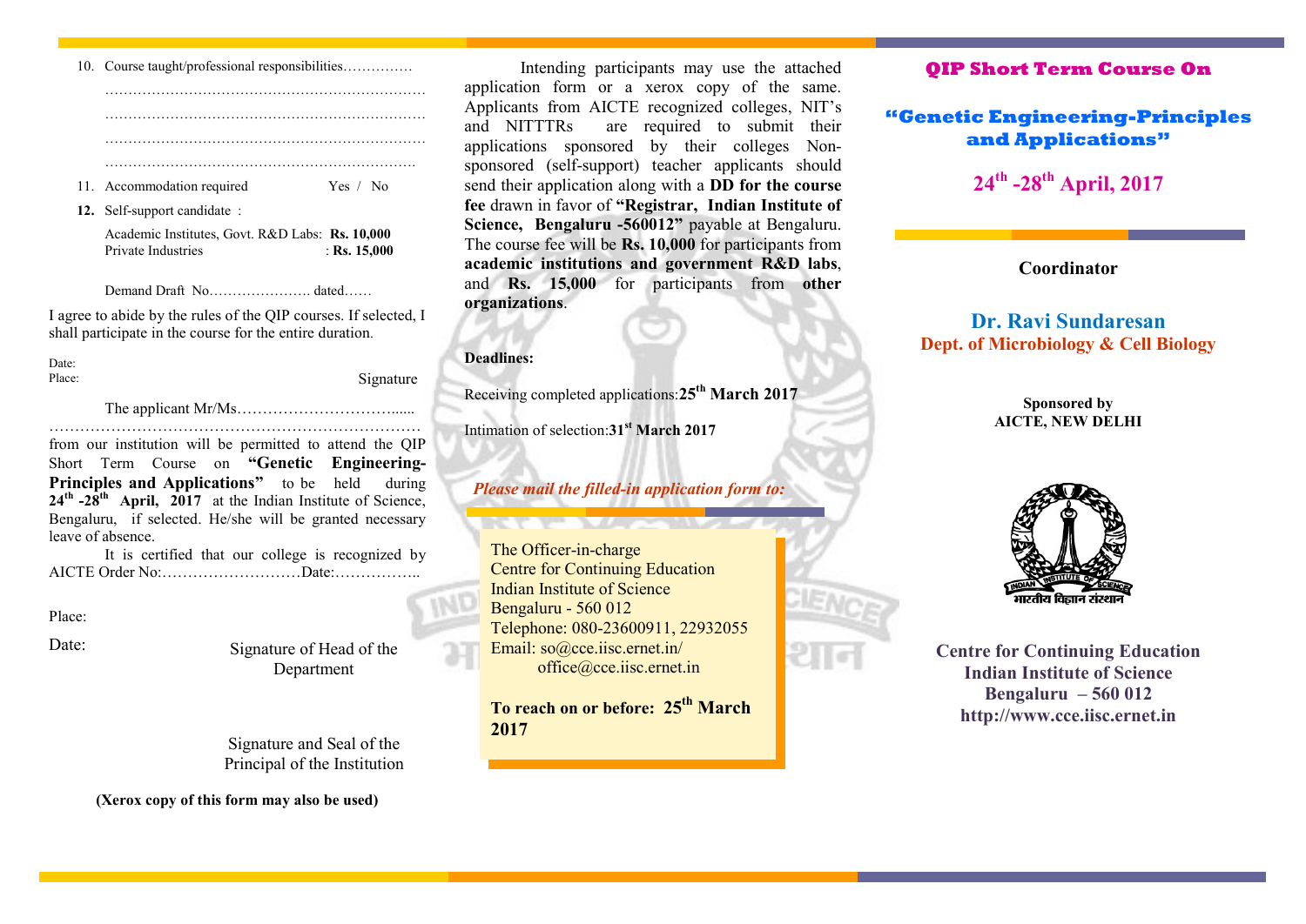10. Course taught/professional responsibilities……………

…………………………………………………………………

…………………………………………………………………

…………………………………………………………………

………………………………………………………………

11. Accommodation required Yes / No

**12.** Self-support candidate :

Academic Institutes, Govt. R&D Labs: **Rs. 10,000**
Private Industries : **Rs. 15,000**

Demand Draft No…………………. dated……

I agree to abide by the rules of the QIP courses. If selected, I shall participate in the course for the entire duration.

Date:
Place: Signature

The applicant Mr/Ms…………………………......
………………………………………………………………
from our institution will be permitted to attend the QIP Short Term Course on **"Genetic Engineering-Principles and Applications"** to be held during **24th -28th April, 2017** at the Indian Institute of Science, Bengaluru, if selected. He/she will be granted necessary leave of absence.

It is certified that our college is recognized by AICTE Order No:………………………Date:……………..

Place:

Date: Signature of Head of the Department

Signature and Seal of the Principal of the Institution

**(Xerox copy of this form may also be used)**

Intending participants may use the attached application form or a xerox copy of the same. Applicants from AICTE recognized colleges, NIT's and NITTTRs are required to submit their applications sponsored by their colleges Non-sponsored (self-support) teacher applicants should send their application along with a **DD for the course fee** drawn in favor of **"Registrar, Indian Institute of Science, Bengaluru -560012"** payable at Bengaluru. The course fee will be **Rs. 10,000** for participants from **academic institutions and government R&D labs**, and **Rs. 15,000** for participants from **other organizations**.

**Deadlines:**

Receiving completed applications:**25th March 2017**

Intimation of selection:**31st March 2017**

***Please mail the filled-in application form to:***

The Officer-in-charge
Centre for Continuing Education
Indian Institute of Science
Bengaluru - 560 012
Telephone: 080-23600911, 22932055
Email: so@cce.iisc.ernet.in/
office@cce.iisc.ernet.in

**To reach on or before: 25th March 2017**

## QIP Short Term Course On

## "Genetic Engineering-Principles and Applications"

## 24th -28th April, 2017

**Coordinator**

**Dr. Ravi Sundaresan**
**Dept. of Microbiology & Cell Biology**

**Sponsored by**
**AICTE, NEW DELHI**

INDIAN INSTITUTE OF SCIENCE
भारतीय विज्ञान संस्थान

**Centre for Continuing Education**
**Indian Institute of Science**
**Bengaluru – 560 012**
**http://www.cce.iisc.ernet.in**